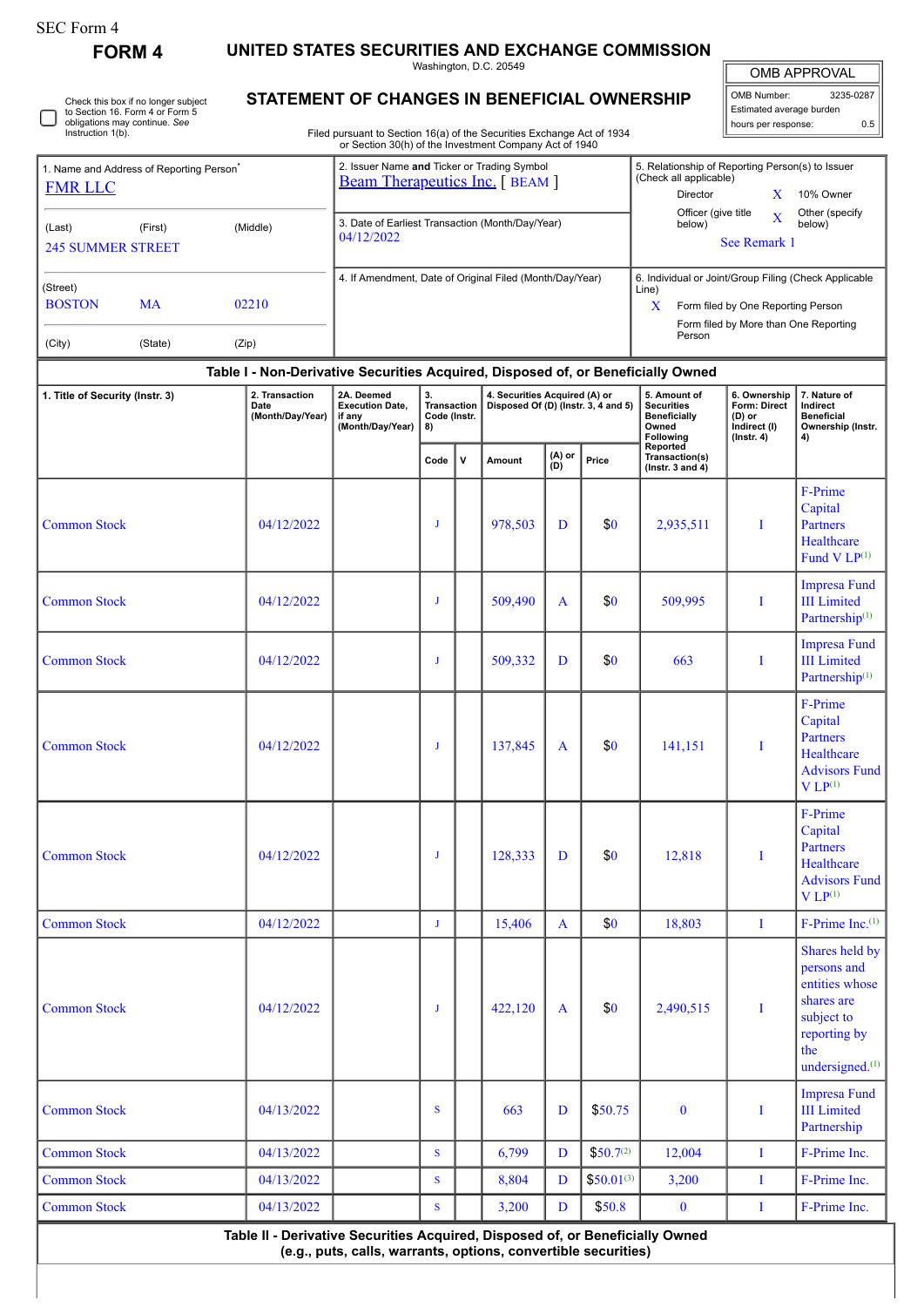SEC Form 4

# FORM 4

## UNITED STATES SECURITIES AND EXCHANGE COMMISSION

Washington, D.C. 20549

## STATEMENT OF CHANGES IN BENEFICIAL OWNERSHIP

Filed pursuant to Section 16(a) of the Securities Exchange Act of 1934 or Section 30(h) of the Investment Company Act of 1940

| OMB APPROVAL | |
|---|---|
| OMB Number: | 3235-0287 |
| Estimated average burden | |
| hours per response: | 0.5 |

☐ Check this box if no longer subject to Section 16. Form 4 or Form 5 obligations may continue. *See* Instruction 1(b).

1. Name and Address of Reporting Person*
FMR LLC

(Last) (First) (Middle)
245 SUMMER STREET

(Street)
BOSTON MA 02210

(City) (State) (Zip)

2. Issuer Name **and** Ticker or Trading Symbol
Beam Therapeutics Inc. [ BEAM ]

3. Date of Earliest Transaction (Month/Day/Year)
04/12/2022

4. If Amendment, Date of Original Filed (Month/Day/Year)

5. Relationship of Reporting Person(s) to Issuer (Check all applicable)
Director
X 10% Owner
Officer (give title below)
X Other (specify below)
See Remark 1

6. Individual or Joint/Group Filing (Check Applicable Line)
X Form filed by One Reporting Person
Form filed by More than One Reporting Person

### Table I - Non-Derivative Securities Acquired, Disposed of, or Beneficially Owned

| 1. Title of Security (Instr. 3) | 2. Transaction Date (Month/Day/Year) | 2A. Deemed Execution Date, if any (Month/Day/Year) | 3. Transaction Code (Instr. 8) | | 4. Securities Acquired (A) or Disposed Of (D) (Instr. 3, 4 and 5) | | | 5. Amount of Securities Beneficially Owned Following Reported Transaction(s) (Instr. 3 and 4) | 6. Ownership Form: Direct (D) or Indirect (I) (Instr. 4) | 7. Nature of Indirect Beneficial Ownership (Instr. 4) |
|---|---|---|---|---|---|---|---|---|---|---|
| | | | Code | V | Amount | (A) or (D) | Price | | | |
| Common Stock | 04/12/2022 | | J | | 978,503 | D | $0 | 2,935,511 | I | F-Prime Capital Partners Healthcare Fund V LP[(1)] |
| Common Stock | 04/12/2022 | | J | | 509,490 | A | $0 | 509,995 | I | Impresa Fund III Limited Partnership[(1)] |
| Common Stock | 04/12/2022 | | J | | 509,332 | D | $0 | 663 | I | Impresa Fund III Limited Partnership[(1)] |
| Common Stock | 04/12/2022 | | J | | 137,845 | A | $0 | 141,151 | I | F-Prime Capital Partners Healthcare Advisors Fund V LP[(1)] |
| Common Stock | 04/12/2022 | | J | | 128,333 | D | $0 | 12,818 | I | F-Prime Capital Partners Healthcare Advisors Fund V LP[(1)] |
| Common Stock | 04/12/2022 | | J | | 15,406 | A | $0 | 18,803 | I | F-Prime Inc.[(1)] |
| Common Stock | 04/12/2022 | | J | | 422,120 | A | $0 | 2,490,515 | I | Shares held by persons and entities whose shares are subject to reporting by the undersigned.[(1)] |
| Common Stock | 04/13/2022 | | S | | 663 | D | $50.75 | 0 | I | Impresa Fund III Limited Partnership |
| Common Stock | 04/13/2022 | | S | | 6,799 | D | $50.7[(2)] | 12,004 | I | F-Prime Inc. |
| Common Stock | 04/13/2022 | | S | | 8,804 | D | $50.01[(3)] | 3,200 | I | F-Prime Inc. |
| Common Stock | 04/13/2022 | | S | | 3,200 | D | $50.8 | 0 | I | F-Prime Inc. |

### Table II - Derivative Securities Acquired, Disposed of, or Beneficially Owned (e.g., puts, calls, warrants, options, convertible securities)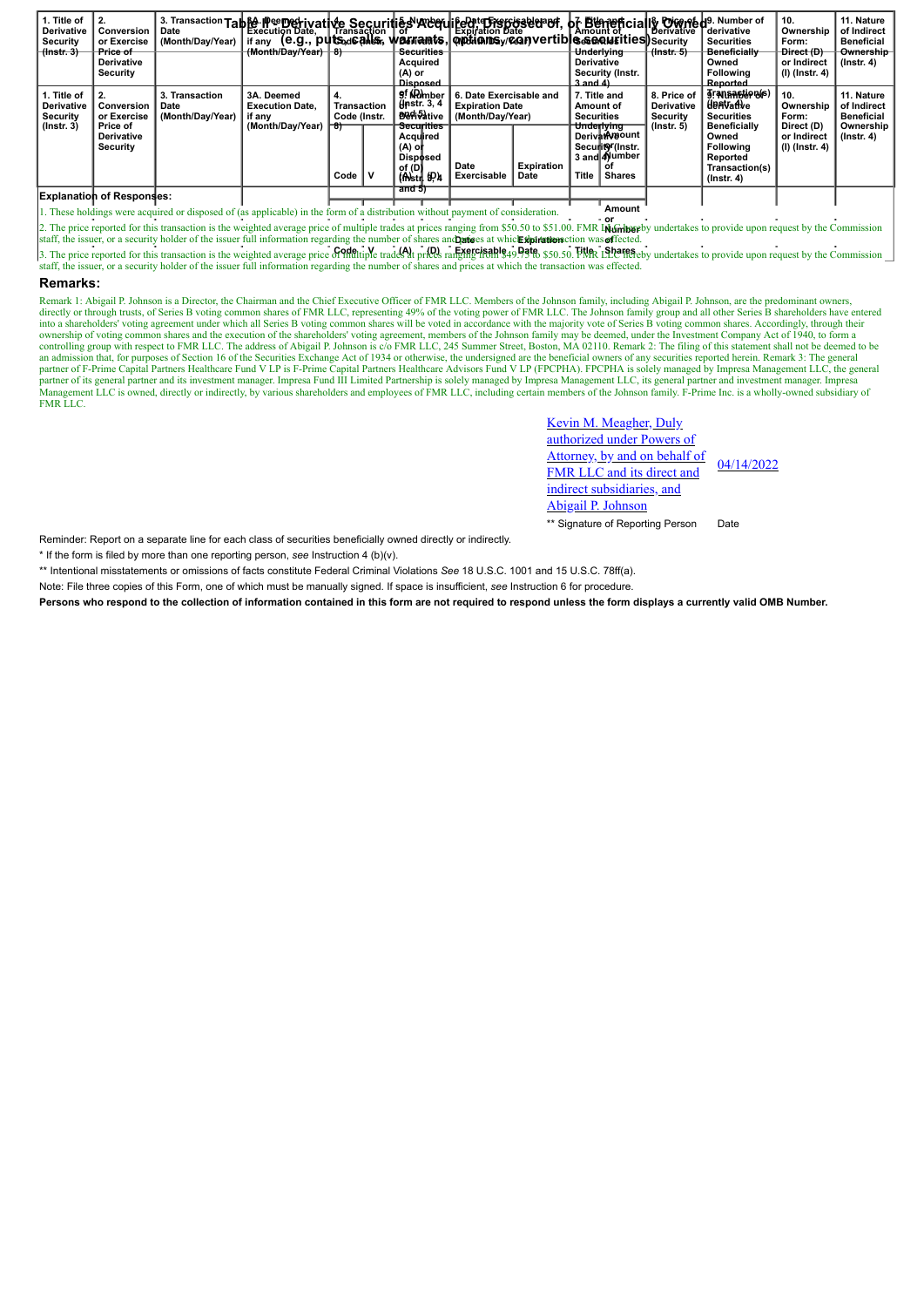## Table II - Derivative Securities Acquired, Disposed of, or Beneficially Owned (e.g., puts, calls, warrants, options, convertible securities)

| 1. Title of Derivative Security (Instr. 3) | 2. Conversion or Exercise Price of Derivative Security | 3. Transaction Date (Month/Day/Year) | 3A. Deemed Execution Date, if any (Month/Day/Year) | 4. Transaction Code (Instr. 8) | | 5. Number of Derivative Securities Acquired (A) or Disposed of (D) (Instr. 3, 4 and 5) | | 6. Date Exercisable and Expiration Date (Month/Day/Year) | | 7. Title and Amount of Securities Underlying Derivative Security (Instr. 3 and 4) | | 8. Price of Derivative Security (Instr. 5) | 9. Number of derivative Securities Beneficially Owned Following Reported Transaction(s) (Instr. 4) | 10. Ownership Form: Direct (D) or Indirect (I) (Instr. 4) | 11. Nature of Indirect Beneficial Ownership (Instr. 4) |
|---|---|---|---|---|---|---|---|---|---|---|---|---|---|---|---|
| | | | | Code | V | (A) | (D) | Date Exercisable | Expiration Date | Title | Amount or Number of Shares | | | | |

**Explanation of Responses:**

1. These holdings were acquired or disposed of (as applicable) in the form of a distribution without payment of consideration.

2. The price reported for this transaction is the weighted average price of multiple trades at prices ranging from $50.50 to $51.00. FMR LLC hereby undertakes to provide upon request by the Commission staff, the issuer, or a security holder of the issuer full information regarding the number of shares and prices at which the transaction was effected.

3. The price reported for this transaction is the weighted average price of multiple trades at prices ranging from $49.75 to $50.50. FMR LLC hereby undertakes to provide upon request by the Commission staff, the issuer, or a security holder of the issuer full information regarding the number of shares and prices at which the transaction was effected.

## Remarks:

Remark 1: Abigail P. Johnson is a Director, the Chairman and the Chief Executive Officer of FMR LLC. Members of the Johnson family, including Abigail P. Johnson, are the predominant owners, directly or through trusts, of Series B voting common shares of FMR LLC, representing 49% of the voting power of FMR LLC. The Johnson family group and all other Series B shareholders have entered into a shareholders' voting agreement under which all Series B voting common shares will be voted in accordance with the majority vote of Series B voting common shares. Accordingly, through their ownership of voting common shares and the execution of the shareholders' voting agreement, members of the Johnson family may be deemed, under the Investment Company Act of 1940, to form a controlling group with respect to FMR LLC. The address of Abigail P. Johnson is c/o FMR LLC, 245 Summer Street, Boston, MA 02110. Remark 2: The filing of this statement shall not be deemed to be an admission that, for purposes of Section 16 of the Securities Exchange Act of 1934 or otherwise, the undersigned are the beneficial owners of any securities reported herein. Remark 3: The general partner of F-Prime Capital Partners Healthcare Fund V LP is F-Prime Capital Partners Healthcare Advisors Fund V LP (FPCPHA). FPCPHA is solely managed by Impresa Management LLC, the general partner of its general partner and its investment manager. Impresa Fund III Limited Partnership is solely managed by Impresa Management LLC, its general partner and investment manager. Impresa Management LLC is owned, directly or indirectly, by various shareholders and employees of FMR LLC, including certain members of the Johnson family. F-Prime Inc. is a wholly-owned subsidiary of FMR LLC.

| | |
|---|---|
| Kevin M. Meagher, Duly authorized under Powers of Attorney, by and on behalf of FMR LLC and its direct and indirect subsidiaries, and Abigail P. Johnson | 04/14/2022 |
| ** Signature of Reporting Person | Date |

Reminder: Report on a separate line for each class of securities beneficially owned directly or indirectly.

\* If the form is filed by more than one reporting person, *see* Instruction 4 (b)(v).

** Intentional misstatements or omissions of facts constitute Federal Criminal Violations *See* 18 U.S.C. 1001 and 15 U.S.C. 78ff(a).

Note: File three copies of this Form, one of which must be manually signed. If space is insufficient, *see* Instruction 6 for procedure.

**Persons who respond to the collection of information contained in this form are not required to respond unless the form displays a currently valid OMB Number.**